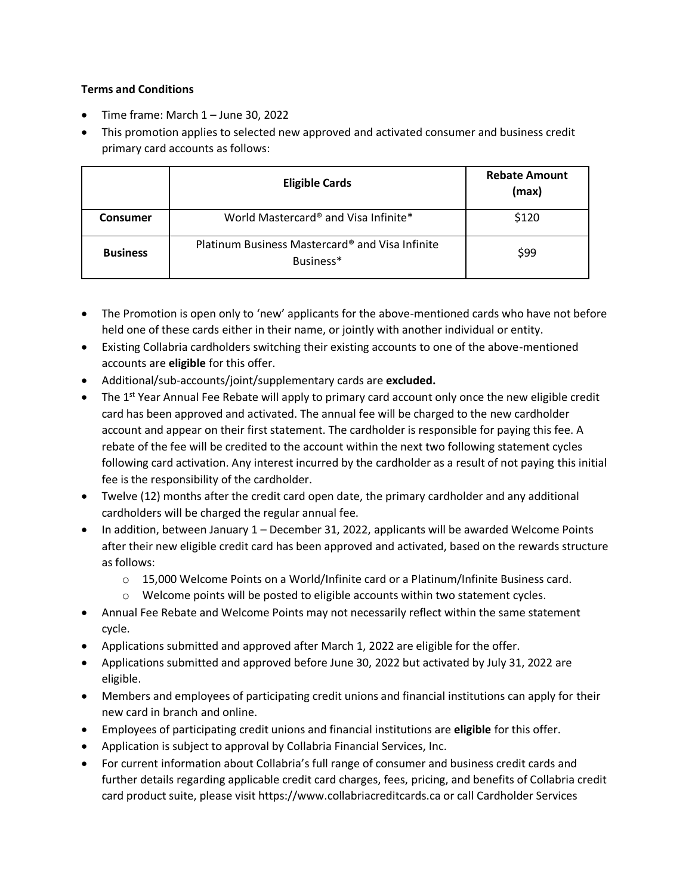**Terms and Conditions**

- Time frame: March 1 – June 30, 2022
- This promotion applies to selected new approved and activated consumer and business credit primary card accounts as follows:

| | Eligible Cards | Rebate Amount (max) |
|---|---|---|
| **Consumer** | World Mastercard® and Visa Infinite* | $120 |
| **Business** | Platinum Business Mastercard® and Visa Infinite Business* | $99 |

- The Promotion is open only to 'new' applicants for the above-mentioned cards who have not before held one of these cards either in their name, or jointly with another individual or entity.
- Existing Collabria cardholders switching their existing accounts to one of the above-mentioned accounts are **eligible** for this offer.
- Additional/sub-accounts/joint/supplementary cards are **excluded.**
- The 1st Year Annual Fee Rebate will apply to primary card account only once the new eligible credit card has been approved and activated. The annual fee will be charged to the new cardholder account and appear on their first statement. The cardholder is responsible for paying this fee. A rebate of the fee will be credited to the account within the next two following statement cycles following card activation. Any interest incurred by the cardholder as a result of not paying this initial fee is the responsibility of the cardholder.
- Twelve (12) months after the credit card open date, the primary cardholder and any additional cardholders will be charged the regular annual fee.
- In addition, between January 1 – December 31, 2022, applicants will be awarded Welcome Points after their new eligible credit card has been approved and activated, based on the rewards structure as follows:
  - 15,000 Welcome Points on a World/Infinite card or a Platinum/Infinite Business card.
  - Welcome points will be posted to eligible accounts within two statement cycles.
- Annual Fee Rebate and Welcome Points may not necessarily reflect within the same statement cycle.
- Applications submitted and approved after March 1, 2022 are eligible for the offer.
- Applications submitted and approved before June 30, 2022 but activated by July 31, 2022 are eligible.
- Members and employees of participating credit unions and financial institutions can apply for their new card in branch and online.
- Employees of participating credit unions and financial institutions are **eligible** for this offer.
- Application is subject to approval by Collabria Financial Services, Inc.
- For current information about Collabria's full range of consumer and business credit cards and further details regarding applicable credit card charges, fees, pricing, and benefits of Collabria credit card product suite, please visit https://www.collabriacreditcards.ca or call Cardholder Services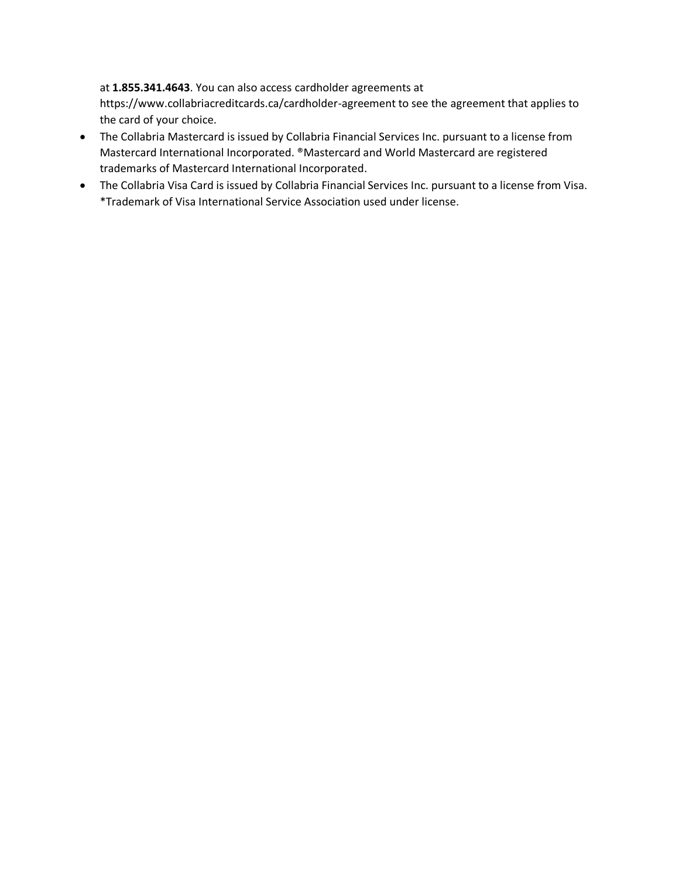at **1.855.341.4643**. You can also access cardholder agreements at https://www.collabriacreditcards.ca/cardholder-agreement to see the agreement that applies to the card of your choice.

- The Collabria Mastercard is issued by Collabria Financial Services Inc. pursuant to a license from Mastercard International Incorporated. ®Mastercard and World Mastercard are registered trademarks of Mastercard International Incorporated.
- The Collabria Visa Card is issued by Collabria Financial Services Inc. pursuant to a license from Visa. *Trademark of Visa International Service Association used under license.